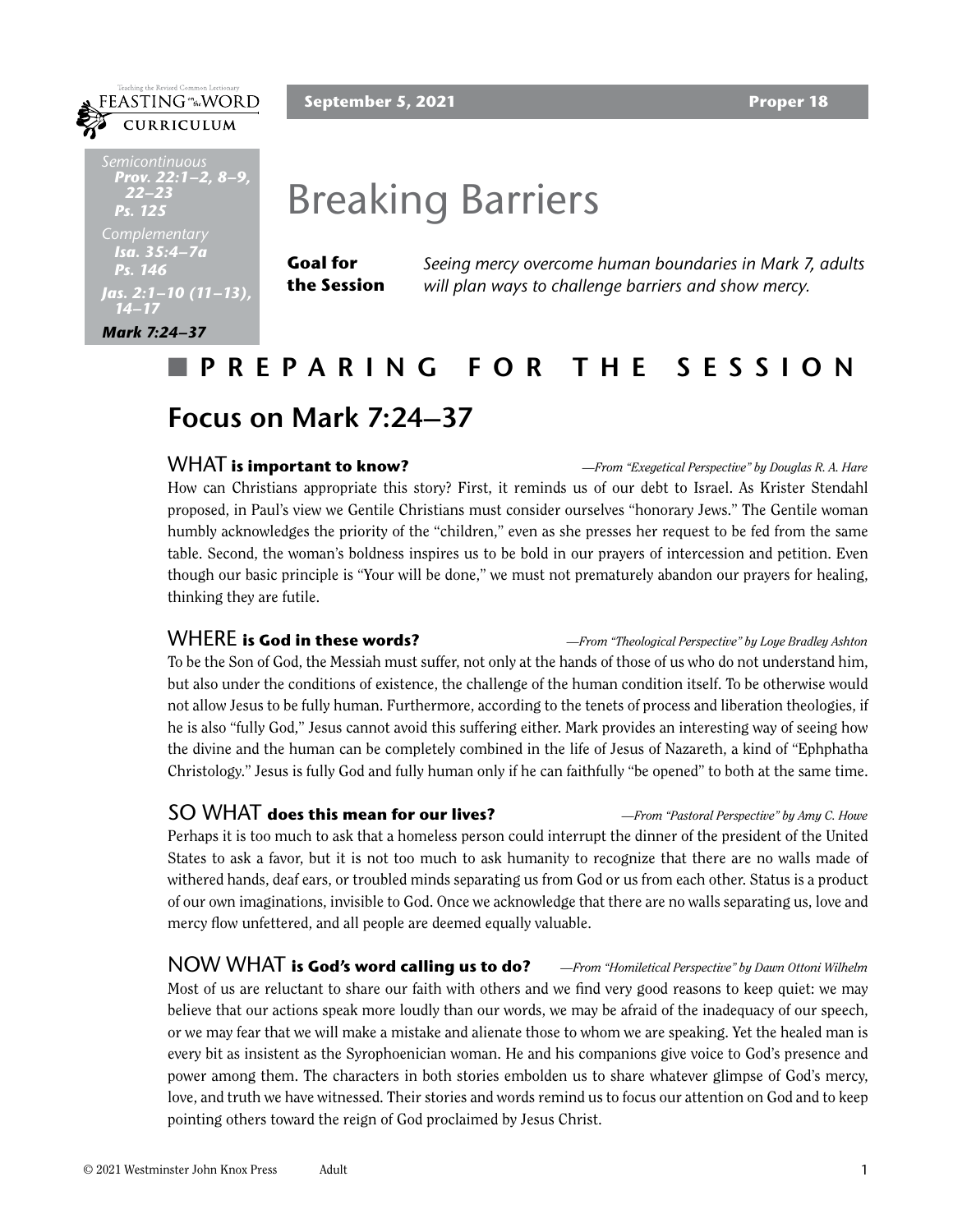Teaching the Revised Common Lectionary
FEASTING on the WORD
CURRICULUM

**September 5, 2021** **Proper 18**

*Semicontinuous*
***Prov. 22:1–2, 8–9, 22–23***
***Ps. 125***
*Complementary*
***Isa. 35:4–7a***
***Ps. 146***
***Jas. 2:1–10 (11–13), 14–17***
***Mark 7:24–37***

# Breaking Barriers

**Goal for the Session** *Seeing mercy overcome human boundaries in Mark 7, adults will plan ways to challenge barriers and show mercy.*

## PREPARING FOR THE SESSION

## Focus on Mark 7:24–37

### WHAT **is important to know?**

*—From "Exegetical Perspective" by Douglas R. A. Hare*

How can Christians appropriate this story? First, it reminds us of our debt to Israel. As Krister Stendahl proposed, in Paul's view we Gentile Christians must consider ourselves "honorary Jews." The Gentile woman humbly acknowledges the priority of the "children," even as she presses her request to be fed from the same table. Second, the woman's boldness inspires us to be bold in our prayers of intercession and petition. Even though our basic principle is "Your will be done," we must not prematurely abandon our prayers for healing, thinking they are futile.

### WHERE **is God in these words?**

*—From "Theological Perspective" by Loye Bradley Ashton*

To be the Son of God, the Messiah must suffer, not only at the hands of those of us who do not understand him, but also under the conditions of existence, the challenge of the human condition itself. To be otherwise would not allow Jesus to be fully human. Furthermore, according to the tenets of process and liberation theologies, if he is also "fully God," Jesus cannot avoid this suffering either. Mark provides an interesting way of seeing how the divine and the human can be completely combined in the life of Jesus of Nazareth, a kind of "Ephphatha Christology." Jesus is fully God and fully human only if he can faithfully "be opened" to both at the same time.

### SO WHAT **does this mean for our lives?**

*—From "Pastoral Perspective" by Amy C. Howe*

Perhaps it is too much to ask that a homeless person could interrupt the dinner of the president of the United States to ask a favor, but it is not too much to ask humanity to recognize that there are no walls made of withered hands, deaf ears, or troubled minds separating us from God or us from each other. Status is a product of our own imaginations, invisible to God. Once we acknowledge that there are no walls separating us, love and mercy flow unfettered, and all people are deemed equally valuable.

### NOW WHAT **is God's word calling us to do?**

*—From "Homiletical Perspective" by Dawn Ottoni Wilhelm*

Most of us are reluctant to share our faith with others and we find very good reasons to keep quiet: we may believe that our actions speak more loudly than our words, we may be afraid of the inadequacy of our speech, or we may fear that we will make a mistake and alienate those to whom we are speaking. Yet the healed man is every bit as insistent as the Syrophoenician woman. He and his companions give voice to God's presence and power among them. The characters in both stories embolden us to share whatever glimpse of God's mercy, love, and truth we have witnessed. Their stories and words remind us to focus our attention on God and to keep pointing others toward the reign of God proclaimed by Jesus Christ.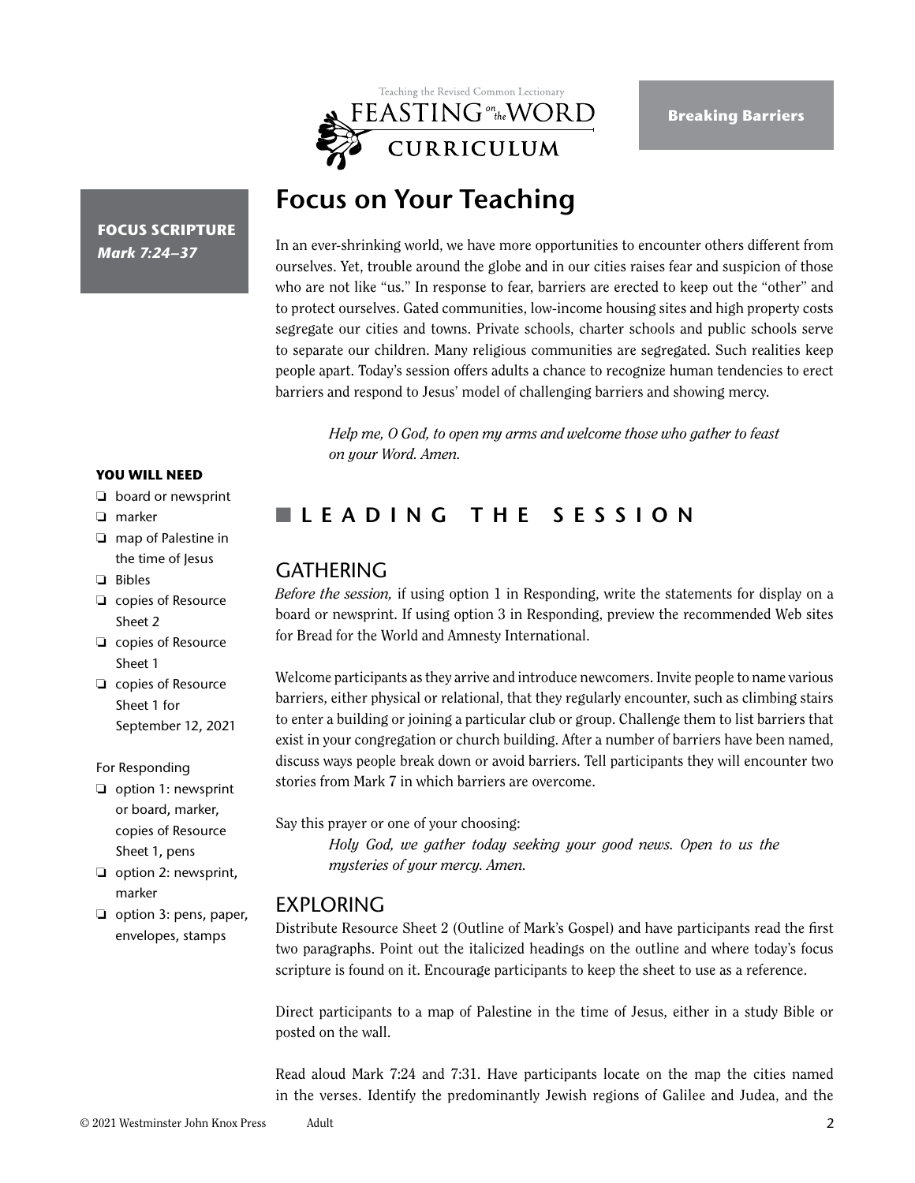Teaching the Revised Common Lectionary
FEASTING on the WORD CURRICULUM

**Breaking Barriers**

**FOCUS SCRIPTURE**
***Mark 7:24–37***

# Focus on Your Teaching

In an ever-shrinking world, we have more opportunities to encounter others different from ourselves. Yet, trouble around the globe and in our cities raises fear and suspicion of those who are not like "us." In response to fear, barriers are erected to keep out the "other" and to protect ourselves. Gated communities, low-income housing sites and high property costs segregate our cities and towns. Private schools, charter schools and public schools serve to separate our children. Many religious communities are segregated. Such realities keep people apart. Today's session offers adults a chance to recognize human tendencies to erect barriers and respond to Jesus' model of challenging barriers and showing mercy.

> *Help me, O God, to open my arms and welcome those who gather to feast on your Word. Amen.*

**YOU WILL NEED**

- ❑ board or newsprint
- ❑ marker
- ❑ map of Palestine in the time of Jesus
- ❑ Bibles
- ❑ copies of Resource Sheet 2
- ❑ copies of Resource Sheet 1
- ❑ copies of Resource Sheet 1 for September 12, 2021

For Responding

- ❑ option 1: newsprint or board, marker, copies of Resource Sheet 1, pens
- ❑ option 2: newsprint, marker
- ❑ option 3: pens, paper, envelopes, stamps

## LEADING THE SESSION

### GATHERING

*Before the session,* if using option 1 in Responding, write the statements for display on a board or newsprint. If using option 3 in Responding, preview the recommended Web sites for Bread for the World and Amnesty International.

Welcome participants as they arrive and introduce newcomers. Invite people to name various barriers, either physical or relational, that they regularly encounter, such as climbing stairs to enter a building or joining a particular club or group. Challenge them to list barriers that exist in your congregation or church building. After a number of barriers have been named, discuss ways people break down or avoid barriers. Tell participants they will encounter two stories from Mark 7 in which barriers are overcome.

Say this prayer or one of your choosing:

> *Holy God, we gather today seeking your good news. Open to us the mysteries of your mercy. Amen.*

### EXPLORING

Distribute Resource Sheet 2 (Outline of Mark's Gospel) and have participants read the first two paragraphs. Point out the italicized headings on the outline and where today's focus scripture is found on it. Encourage participants to keep the sheet to use as a reference.

Direct participants to a map of Palestine in the time of Jesus, either in a study Bible or posted on the wall.

Read aloud Mark 7:24 and 7:31. Have participants locate on the map the cities named in the verses. Identify the predominantly Jewish regions of Galilee and Judea, and the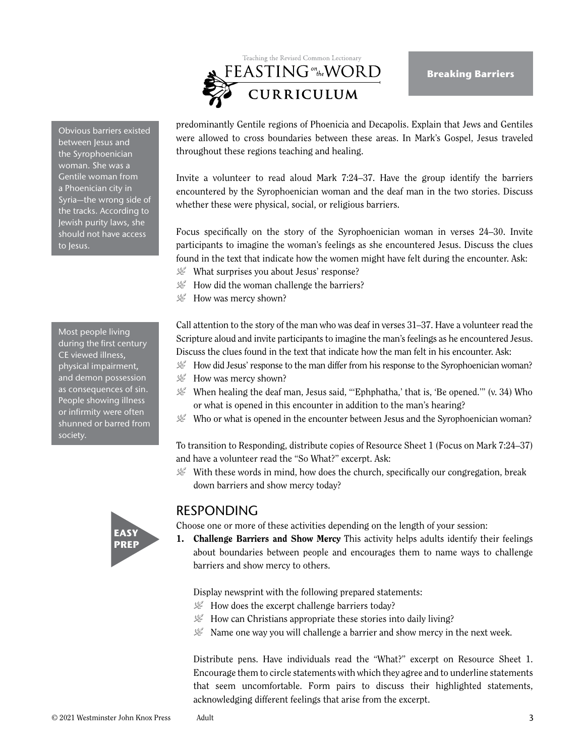predominantly Gentile regions of Phoenicia and Decapolis. Explain that Jews and Gentiles were allowed to cross boundaries between these areas. In Mark's Gospel, Jesus traveled throughout these regions teaching and healing.

> Obvious barriers existed between Jesus and the Syrophoenician woman. She was a Gentile woman from a Phoenician city in Syria—the wrong side of the tracks. According to Jewish purity laws, she should not have access to Jesus.

Invite a volunteer to read aloud Mark 7:24–37. Have the group identify the barriers encountered by the Syrophoenician woman and the deaf man in the two stories. Discuss whether these were physical, social, or religious barriers.

Focus specifically on the story of the Syrophoenician woman in verses 24–30. Invite participants to imagine the woman's feelings as she encountered Jesus. Discuss the clues found in the text that indicate how the women might have felt during the encounter. Ask:

- What surprises you about Jesus' response?
- How did the woman challenge the barriers?
- How was mercy shown?

> Most people living during the first century CE viewed illness, physical impairment, and demon possession as consequences of sin. People showing illness or infirmity were often shunned or barred from society.

Call attention to the story of the man who was deaf in verses 31–37. Have a volunteer read the Scripture aloud and invite participants to imagine the man's feelings as he encountered Jesus. Discuss the clues found in the text that indicate how the man felt in his encounter. Ask:

- How did Jesus' response to the man differ from his response to the Syrophoenician woman?
- How was mercy shown?
- When healing the deaf man, Jesus said, "'Ephphatha,' that is, 'Be opened.'" (v. 34) Who or what is opened in this encounter in addition to the man's hearing?
- Who or what is opened in the encounter between Jesus and the Syrophoenician woman?

To transition to Responding, distribute copies of Resource Sheet 1 (Focus on Mark 7:24–37) and have a volunteer read the "So What?" excerpt. Ask:

- With these words in mind, how does the church, specifically our congregation, break down barriers and show mercy today?

## RESPONDING

**EASY PREP**

Choose one or more of these activities depending on the length of your session:

1. **Challenge Barriers and Show Mercy** This activity helps adults identify their feelings about boundaries between people and encourages them to name ways to challenge barriers and show mercy to others.

   Display newsprint with the following prepared statements:

   - How does the excerpt challenge barriers today?
   - How can Christians appropriate these stories into daily living?
   - Name one way you will challenge a barrier and show mercy in the next week.

   Distribute pens. Have individuals read the "What?" excerpt on Resource Sheet 1. Encourage them to circle statements with which they agree and to underline statements that seem uncomfortable. Form pairs to discuss their highlighted statements, acknowledging different feelings that arise from the excerpt.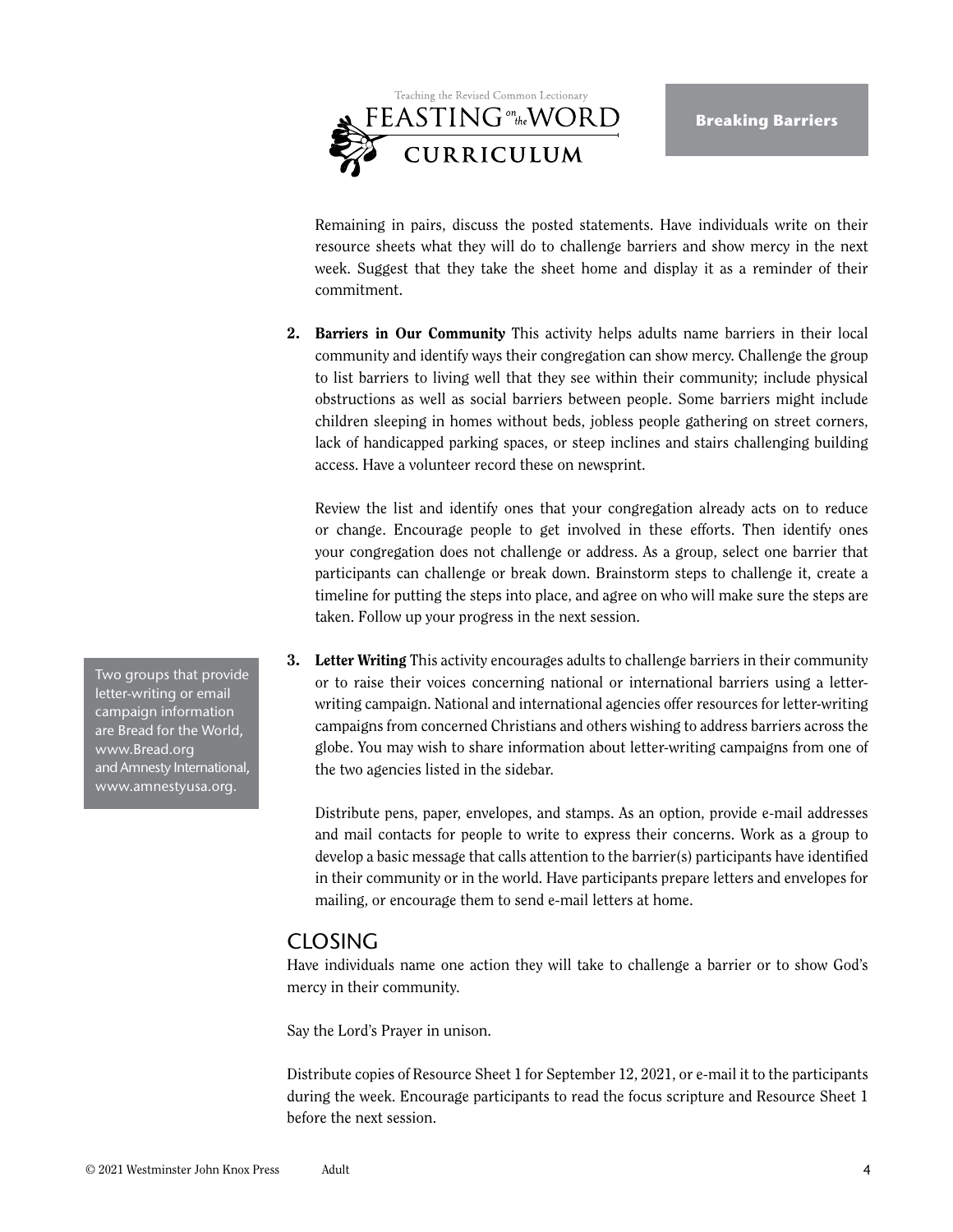Remaining in pairs, discuss the posted statements. Have individuals write on their resource sheets what they will do to challenge barriers and show mercy in the next week. Suggest that they take the sheet home and display it as a reminder of their commitment.

2. **Barriers in Our Community** This activity helps adults name barriers in their local community and identify ways their congregation can show mercy. Challenge the group to list barriers to living well that they see within their community; include physical obstructions as well as social barriers between people. Some barriers might include children sleeping in homes without beds, jobless people gathering on street corners, lack of handicapped parking spaces, or steep inclines and stairs challenging building access. Have a volunteer record these on newsprint.

   Review the list and identify ones that your congregation already acts on to reduce or change. Encourage people to get involved in these efforts. Then identify ones your congregation does not challenge or address. As a group, select one barrier that participants can challenge or break down. Brainstorm steps to challenge it, create a timeline for putting the steps into place, and agree on who will make sure the steps are taken. Follow up your progress in the next session.

3. **Letter Writing** This activity encourages adults to challenge barriers in their community or to raise their voices concerning national or international barriers using a letter-writing campaign. National and international agencies offer resources for letter-writing campaigns from concerned Christians and others wishing to address barriers across the globe. You may wish to share information about letter-writing campaigns from one of the two agencies listed in the sidebar.

   Distribute pens, paper, envelopes, and stamps. As an option, provide e-mail addresses and mail contacts for people to write to express their concerns. Work as a group to develop a basic message that calls attention to the barrier(s) participants have identified in their community or in the world. Have participants prepare letters and envelopes for mailing, or encourage them to send e-mail letters at home.

Two groups that provide letter-writing or email campaign information are Bread for the World, www.Bread.org and Amnesty International, www.amnestyusa.org.

## CLOSING

Have individuals name one action they will take to challenge a barrier or to show God's mercy in their community.

Say the Lord's Prayer in unison.

Distribute copies of Resource Sheet 1 for September 12, 2021, or e-mail it to the participants during the week. Encourage participants to read the focus scripture and Resource Sheet 1 before the next session.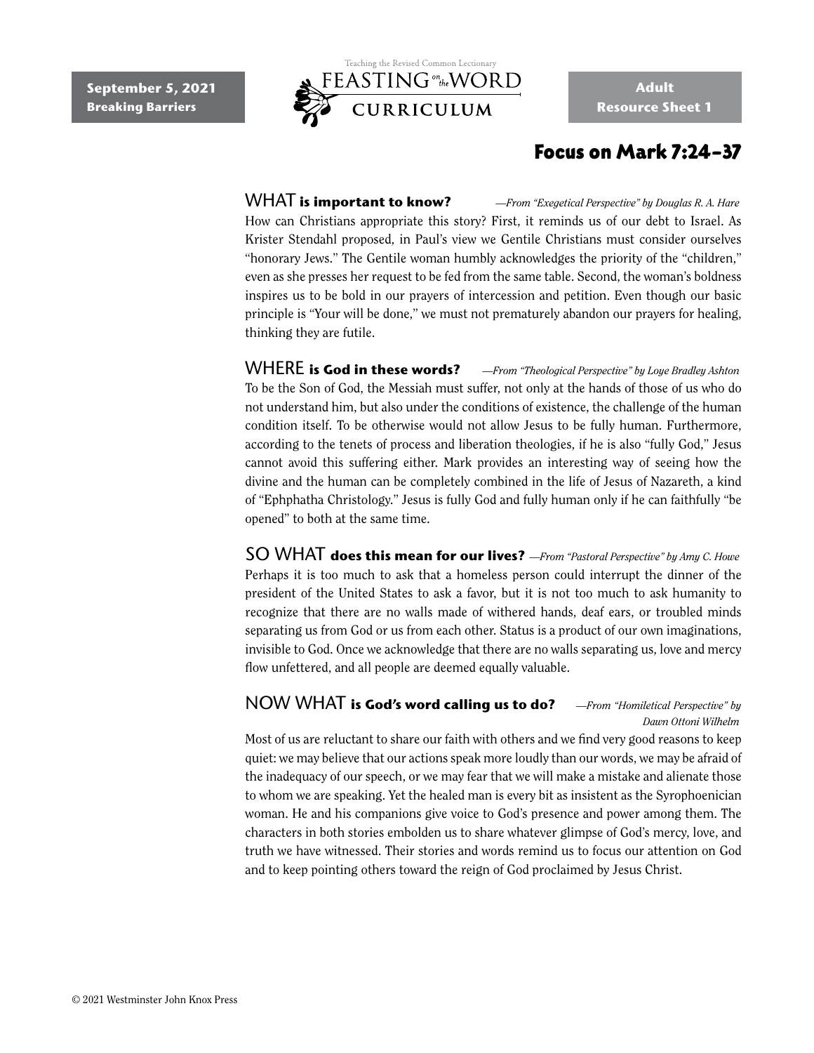**September 5, 2021**
**Breaking Barriers**

Teaching the Revised Common Lectionary
FEASTING on the WORD
CURRICULUM

**Adult**
**Resource Sheet 1**

# Focus on Mark 7:24–37

## WHAT **is important to know?** *—From "Exegetical Perspective" by Douglas R. A. Hare*

How can Christians appropriate this story? First, it reminds us of our debt to Israel. As Krister Stendahl proposed, in Paul's view we Gentile Christians must consider ourselves "honorary Jews." The Gentile woman humbly acknowledges the priority of the "children," even as she presses her request to be fed from the same table. Second, the woman's boldness inspires us to be bold in our prayers of intercession and petition. Even though our basic principle is "Your will be done," we must not prematurely abandon our prayers for healing, thinking they are futile.

## WHERE **is God in these words?** *—From "Theological Perspective" by Loye Bradley Ashton*

To be the Son of God, the Messiah must suffer, not only at the hands of those of us who do not understand him, but also under the conditions of existence, the challenge of the human condition itself. To be otherwise would not allow Jesus to be fully human. Furthermore, according to the tenets of process and liberation theologies, if he is also "fully God," Jesus cannot avoid this suffering either. Mark provides an interesting way of seeing how the divine and the human can be completely combined in the life of Jesus of Nazareth, a kind of "Ephphatha Christology." Jesus is fully God and fully human only if he can faithfully "be opened" to both at the same time.

## SO WHAT **does this mean for our lives?** *—From "Pastoral Perspective" by Amy C. Howe*

Perhaps it is too much to ask that a homeless person could interrupt the dinner of the president of the United States to ask a favor, but it is not too much to ask humanity to recognize that there are no walls made of withered hands, deaf ears, or troubled minds separating us from God or us from each other. Status is a product of our own imaginations, invisible to God. Once we acknowledge that there are no walls separating us, love and mercy flow unfettered, and all people are deemed equally valuable.

## NOW WHAT **is God's word calling us to do?** *—From "Homiletical Perspective" by Dawn Ottoni Wilhelm*

Most of us are reluctant to share our faith with others and we find very good reasons to keep quiet: we may believe that our actions speak more loudly than our words, we may be afraid of the inadequacy of our speech, or we may fear that we will make a mistake and alienate those to whom we are speaking. Yet the healed man is every bit as insistent as the Syrophoenician woman. He and his companions give voice to God's presence and power among them. The characters in both stories embolden us to share whatever glimpse of God's mercy, love, and truth we have witnessed. Their stories and words remind us to focus our attention on God and to keep pointing others toward the reign of God proclaimed by Jesus Christ.

© 2021 Westminster John Knox Press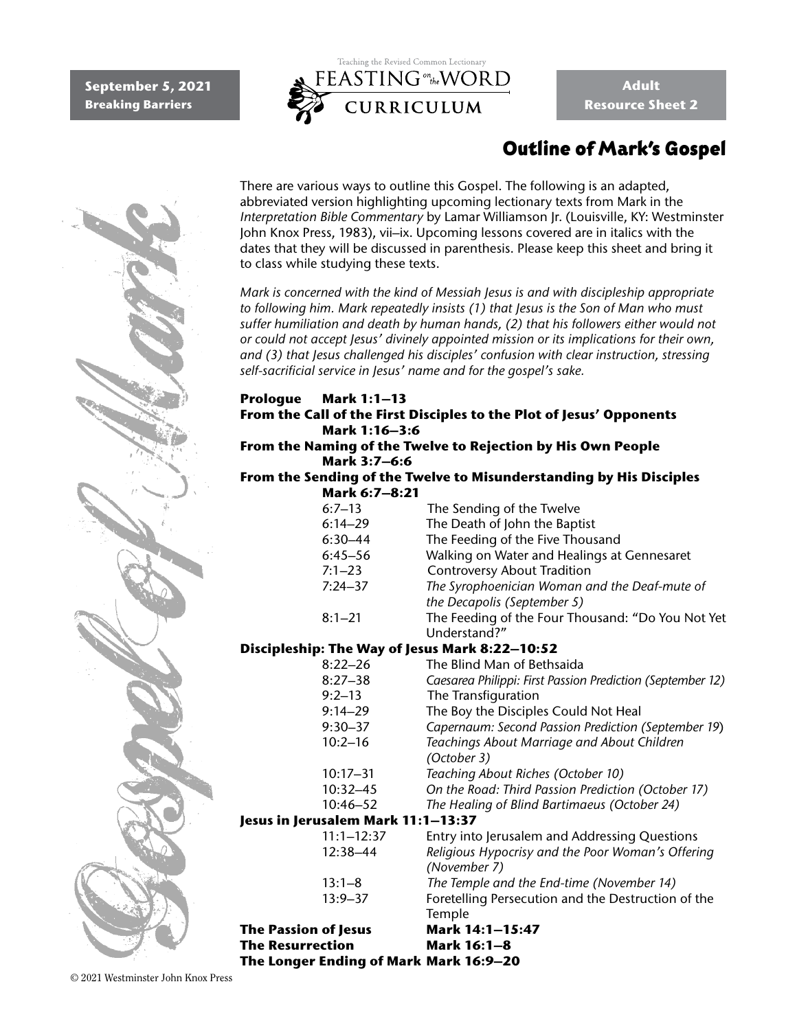**September 5, 2021**
**Breaking Barriers**

Teaching the Revised Common Lectionary
FEASTING on the WORD
CURRICULUM

**Adult**
**Resource Sheet 2**

# Outline of Mark's Gospel

There are various ways to outline this Gospel. The following is an adapted, abbreviated version highlighting upcoming lectionary texts from Mark in the *Interpretation Bible Commentary* by Lamar Williamson Jr. (Louisville, KY: Westminster John Knox Press, 1983), vii–ix. Upcoming lessons covered are in italics with the dates that they will be discussed in parenthesis. Please keep this sheet and bring it to class while studying these texts.

*Mark is concerned with the kind of Messiah Jesus is and with discipleship appropriate to following him. Mark repeatedly insists (1) that Jesus is the Son of Man who must suffer humiliation and death by human hands, (2) that his followers either would not or could not accept Jesus' divinely appointed mission or its implications for their own, and (3) that Jesus challenged his disciples' confusion with clear instruction, stressing self-sacrificial service in Jesus' name and for the gospel's sake.*

**Prologue Mark 1:1–13**

**From the Call of the First Disciples to the Plot of Jesus' Opponents Mark 1:16–3:6**

**From the Naming of the Twelve to Rejection by His Own People Mark 3:7–6:6**

**From the Sending of the Twelve to Misunderstanding by His Disciples Mark 6:7–8:21**

| | |
|---|---|
| 6:7–13 | The Sending of the Twelve |
| 6:14–29 | The Death of John the Baptist |
| 6:30–44 | The Feeding of the Five Thousand |
| 6:45–56 | Walking on Water and Healings at Gennesaret |
| 7:1–23 | Controversy About Tradition |
| 7:24–37 | *The Syrophoenician Woman and the Deaf-mute of the Decapolis (September 5)* |
| 8:1–21 | The Feeding of the Four Thousand: "Do You Not Yet Understand?" |

**Discipleship: The Way of Jesus Mark 8:22–10:52**

| | |
|---|---|
| 8:22–26 | The Blind Man of Bethsaida |
| 8:27–38 | *Caesarea Philippi: First Passion Prediction (September 12)* |
| 9:2–13 | The Transfiguration |
| 9:14–29 | The Boy the Disciples Could Not Heal |
| 9:30–37 | *Capernaum: Second Passion Prediction (September 19)* |
| 10:2–16 | *Teachings About Marriage and About Children (October 3)* |
| 10:17–31 | *Teaching About Riches (October 10)* |
| 10:32–45 | *On the Road: Third Passion Prediction (October 17)* |
| 10:46–52 | *The Healing of Blind Bartimaeus (October 24)* |

**Jesus in Jerusalem Mark 11:1–13:37**

| | |
|---|---|
| 11:1–12:37 | Entry into Jerusalem and Addressing Questions |
| 12:38–44 | *Religious Hypocrisy and the Poor Woman's Offering (November 7)* |
| 13:1–8 | *The Temple and the End-time (November 14)* |
| 13:9–37 | Foretelling Persecution and the Destruction of the Temple |

**The Passion of Jesus Mark 14:1–15:47**

**The Resurrection Mark 16:1–8**

**The Longer Ending of Mark Mark 16:9–20**

© 2021 Westminster John Knox Press